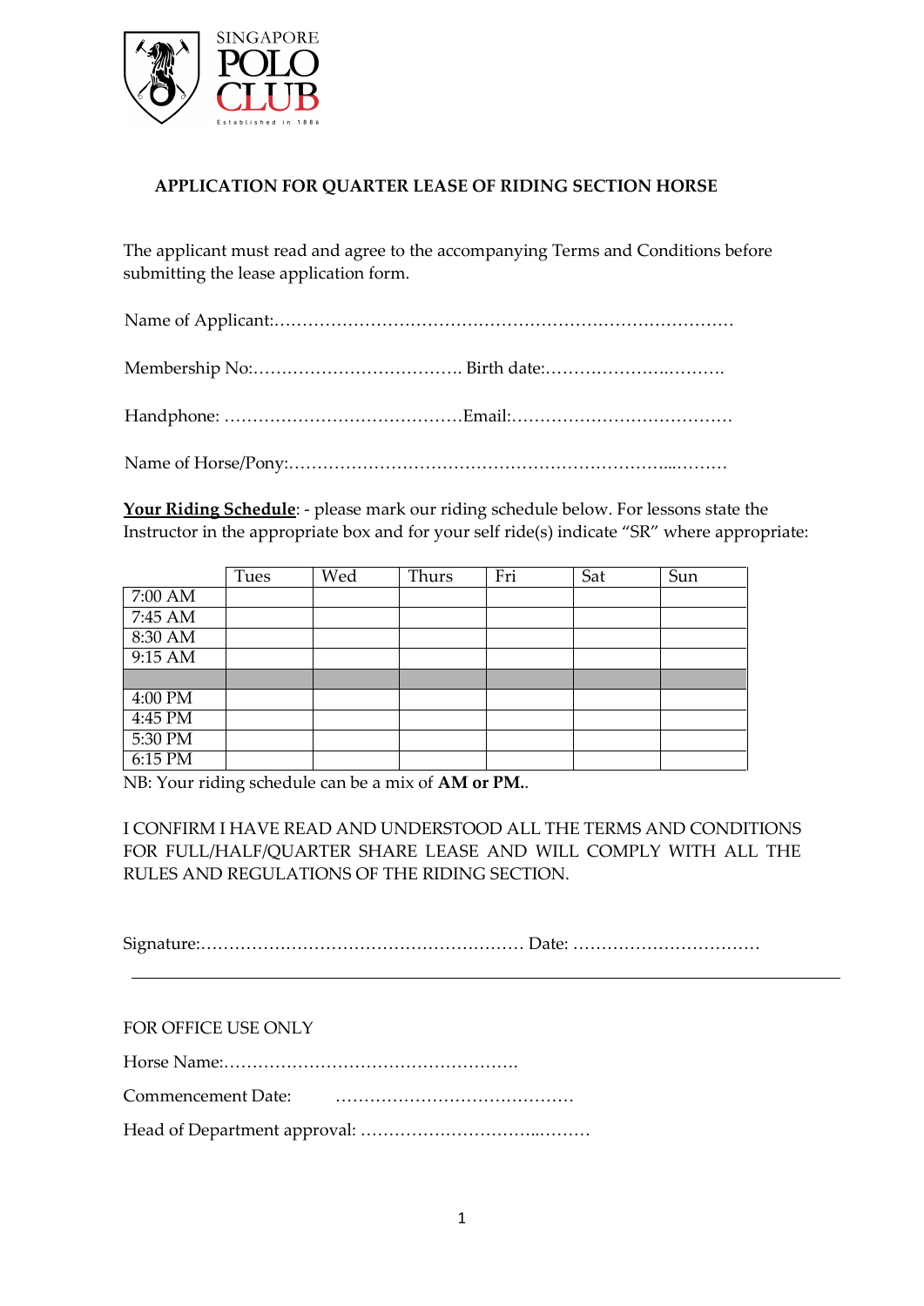SINGAPORE
POLO
CLUB
Established in 1886

## APPLICATION FOR QUARTER LEASE OF RIDING SECTION HORSE

The applicant must read and agree to the accompanying Terms and Conditions before submitting the lease application form.

Name of Applicant:…………………………………………………………………………………

Membership No:………………………………. Birth date:………………………….

Handphone: ……………………………………Email:…………………………………

Name of Horse/Pony:……………………………………………………………..………

**<u>Your Riding Schedule</u>**: - please mark our riding schedule below. For lessons state the Instructor in the appropriate box and for your self ride(s) indicate "SR" where appropriate:

| | Tues | Wed | Thurs | Fri | Sat | Sun |
|---|---|---|---|---|---|---|
| 7:00 AM | | | | | | |
| 7:45 AM | | | | | | |
| 8:30 AM | | | | | | |
| 9:15 AM | | | | | | |
| | | | | | | |
| 4:00 PM | | | | | | |
| 4:45 PM | | | | | | |
| 5:30 PM | | | | | | |
| 6:15 PM | | | | | | |

NB: Your riding schedule can be a mix of **AM or PM.**.

I CONFIRM I HAVE READ AND UNDERSTOOD ALL THE TERMS AND CONDITIONS FOR FULL/HALF/QUARTER SHARE LEASE AND WILL COMPLY WITH ALL THE RULES AND REGULATIONS OF THE RIDING SECTION.

Signature:………………………………………………… Date: ……………………………

---

FOR OFFICE USE ONLY

Horse Name:…………………………………………….

Commencement Date: ……………………………………

Head of Department approval: …………………………..………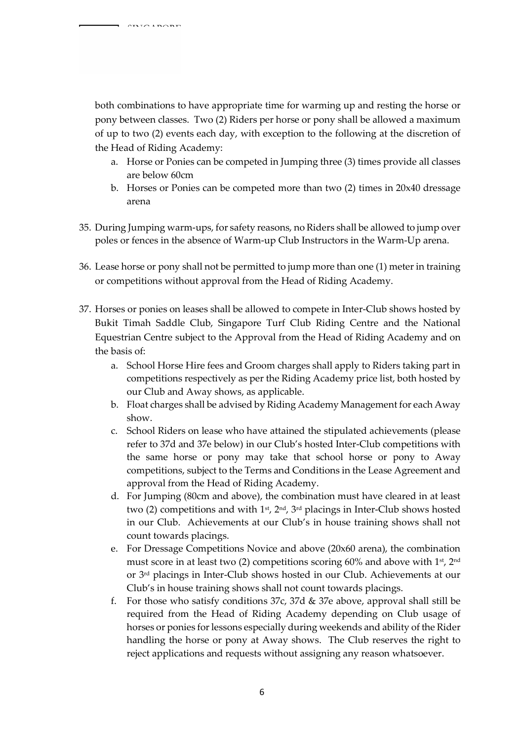both combinations to have appropriate time for warming up and resting the horse or pony between classes. Two (2) Riders per horse or pony shall be allowed a maximum of up to two (2) events each day, with exception to the following at the discretion of the Head of Riding Academy:

a. Horse or Ponies can be competed in Jumping three (3) times provide all classes are below 60cm
b. Horses or Ponies can be competed more than two (2) times in 20x40 dressage arena

35. During Jumping warm-ups, for safety reasons, no Riders shall be allowed to jump over poles or fences in the absence of Warm-up Club Instructors in the Warm-Up arena.

36. Lease horse or pony shall not be permitted to jump more than one (1) meter in training or competitions without approval from the Head of Riding Academy.

37. Horses or ponies on leases shall be allowed to compete in Inter-Club shows hosted by Bukit Timah Saddle Club, Singapore Turf Club Riding Centre and the National Equestrian Centre subject to the Approval from the Head of Riding Academy and on the basis of:

    a. School Horse Hire fees and Groom charges shall apply to Riders taking part in competitions respectively as per the Riding Academy price list, both hosted by our Club and Away shows, as applicable.
    b. Float charges shall be advised by Riding Academy Management for each Away show.
    c. School Riders on lease who have attained the stipulated achievements (please refer to 37d and 37e below) in our Club's hosted Inter-Club competitions with the same horse or pony may take that school horse or pony to Away competitions, subject to the Terms and Conditions in the Lease Agreement and approval from the Head of Riding Academy.
    d. For Jumping (80cm and above), the combination must have cleared in at least two (2) competitions and with 1st, 2nd, 3rd placings in Inter-Club shows hosted in our Club. Achievements at our Club's in house training shows shall not count towards placings.
    e. For Dressage Competitions Novice and above (20x60 arena), the combination must score in at least two (2) competitions scoring 60% and above with 1st, 2nd or 3rd placings in Inter-Club shows hosted in our Club. Achievements at our Club's in house training shows shall not count towards placings.
    f. For those who satisfy conditions 37c, 37d & 37e above, approval shall still be required from the Head of Riding Academy depending on Club usage of horses or ponies for lessons especially during weekends and ability of the Rider handling the horse or pony at Away shows. The Club reserves the right to reject applications and requests without assigning any reason whatsoever.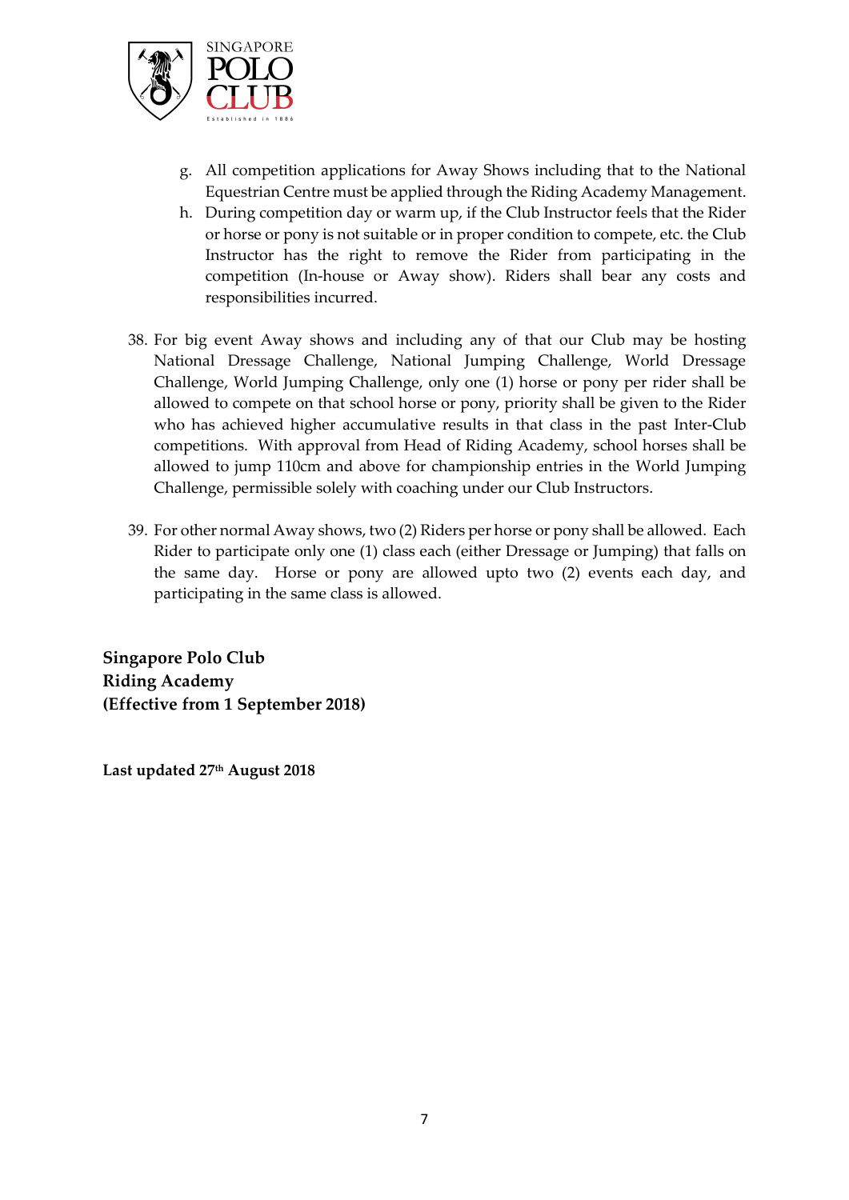g. All competition applications for Away Shows including that to the National Equestrian Centre must be applied through the Riding Academy Management.

h. During competition day or warm up, if the Club Instructor feels that the Rider or horse or pony is not suitable or in proper condition to compete, etc. the Club Instructor has the right to remove the Rider from participating in the competition (In-house or Away show). Riders shall bear any costs and responsibilities incurred.

38. For big event Away shows and including any of that our Club may be hosting National Dressage Challenge, National Jumping Challenge, World Dressage Challenge, World Jumping Challenge, only one (1) horse or pony per rider shall be allowed to compete on that school horse or pony, priority shall be given to the Rider who has achieved higher accumulative results in that class in the past Inter-Club competitions. With approval from Head of Riding Academy, school horses shall be allowed to jump 110cm and above for championship entries in the World Jumping Challenge, permissible solely with coaching under our Club Instructors.

39. For other normal Away shows, two (2) Riders per horse or pony shall be allowed. Each Rider to participate only one (1) class each (either Dressage or Jumping) that falls on the same day. Horse or pony are allowed upto two (2) events each day, and participating in the same class is allowed.

**Singapore Polo Club**
**Riding Academy**
**(Effective from 1 September 2018)**

**Last updated 27th August 2018**